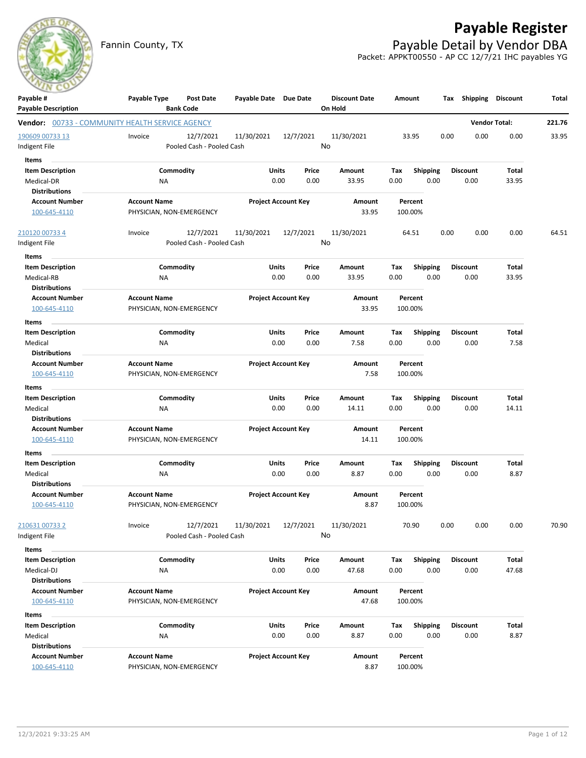# Payable Register

Fannin County, TX

## Payable Detail by Vendor DBA

Packet: APPKT00550 - AP CC 12/7/21 IHC payables YG

| Payable # / Payable Description | Payable Type | Post Date / Bank Code | Payable Date | Due Date | Discount Date / On Hold | Amount | Tax | Shipping | Discount | Total |
|---|---|---|---|---|---|---|---|---|---|---|

**Vendor:** 00733 - COMMUNITY HEALTH SERVICE AGENCY — **Vendor Total:** 221.76

| Payable # | Payable Type | Post Date | Payable Date | Due Date | Discount Date | Amount | Tax | Shipping | Discount | Total |
|---|---|---|---|---|---|---|---|---|---|---|
| 190609 00733 13 | Invoice | 12/7/2021 | 11/30/2021 | 12/7/2021 | 11/30/2021 | 33.95 | 0.00 | 0.00 | 0.00 | 33.95 |
| Indigent File | | Pooled Cash - Pooled Cash | | | No | | | | | |

**Items**

| Item Description | Commodity | Units | Price | Amount | Tax | Shipping | Discount | Total |
|---|---|---|---|---|---|---|---|---|
| Medical-DR | NA | 0.00 | 0.00 | 33.95 | 0.00 | 0.00 | 0.00 | 33.95 |

**Distributions**

| Account Number | Account Name | Project Account Key | Amount | Percent |
|---|---|---|---|---|
| 100-645-4110 | PHYSICIAN, NON-EMERGENCY | | 33.95 | 100.00% |

| Payable # | Payable Type | Post Date | Payable Date | Due Date | Discount Date | Amount | Tax | Shipping | Discount | Total |
|---|---|---|---|---|---|---|---|---|---|---|
| 210120 00733 4 | Invoice | 12/7/2021 | 11/30/2021 | 12/7/2021 | 11/30/2021 | 64.51 | 0.00 | 0.00 | 0.00 | 64.51 |
| Indigent File | | Pooled Cash - Pooled Cash | | | No | | | | | |

**Items**

| Item Description | Commodity | Units | Price | Amount | Tax | Shipping | Discount | Total |
|---|---|---|---|---|---|---|---|---|
| Medical-RB | NA | 0.00 | 0.00 | 33.95 | 0.00 | 0.00 | 0.00 | 33.95 |

**Distributions**

| Account Number | Account Name | Project Account Key | Amount | Percent |
|---|---|---|---|---|
| 100-645-4110 | PHYSICIAN, NON-EMERGENCY | | 33.95 | 100.00% |

**Items**

| Item Description | Commodity | Units | Price | Amount | Tax | Shipping | Discount | Total |
|---|---|---|---|---|---|---|---|---|
| Medical | NA | 0.00 | 0.00 | 7.58 | 0.00 | 0.00 | 0.00 | 7.58 |

**Distributions**

| Account Number | Account Name | Project Account Key | Amount | Percent |
|---|---|---|---|---|
| 100-645-4110 | PHYSICIAN, NON-EMERGENCY | | 7.58 | 100.00% |

**Items**

| Item Description | Commodity | Units | Price | Amount | Tax | Shipping | Discount | Total |
|---|---|---|---|---|---|---|---|---|
| Medical | NA | 0.00 | 0.00 | 14.11 | 0.00 | 0.00 | 0.00 | 14.11 |

**Distributions**

| Account Number | Account Name | Project Account Key | Amount | Percent |
|---|---|---|---|---|
| 100-645-4110 | PHYSICIAN, NON-EMERGENCY | | 14.11 | 100.00% |

**Items**

| Item Description | Commodity | Units | Price | Amount | Tax | Shipping | Discount | Total |
|---|---|---|---|---|---|---|---|---|
| Medical | NA | 0.00 | 0.00 | 8.87 | 0.00 | 0.00 | 0.00 | 8.87 |

**Distributions**

| Account Number | Account Name | Project Account Key | Amount | Percent |
|---|---|---|---|---|
| 100-645-4110 | PHYSICIAN, NON-EMERGENCY | | 8.87 | 100.00% |

| Payable # | Payable Type | Post Date | Payable Date | Due Date | Discount Date | Amount | Tax | Shipping | Discount | Total |
|---|---|---|---|---|---|---|---|---|---|---|
| 210631 00733 2 | Invoice | 12/7/2021 | 11/30/2021 | 12/7/2021 | 11/30/2021 | 70.90 | 0.00 | 0.00 | 0.00 | 70.90 |
| Indigent File | | Pooled Cash - Pooled Cash | | | No | | | | | |

**Items**

| Item Description | Commodity | Units | Price | Amount | Tax | Shipping | Discount | Total |
|---|---|---|---|---|---|---|---|---|
| Medical-DJ | NA | 0.00 | 0.00 | 47.68 | 0.00 | 0.00 | 0.00 | 47.68 |

**Distributions**

| Account Number | Account Name | Project Account Key | Amount | Percent |
|---|---|---|---|---|
| 100-645-4110 | PHYSICIAN, NON-EMERGENCY | | 47.68 | 100.00% |

**Items**

| Item Description | Commodity | Units | Price | Amount | Tax | Shipping | Discount | Total |
|---|---|---|---|---|---|---|---|---|
| Medical | NA | 0.00 | 0.00 | 8.87 | 0.00 | 0.00 | 0.00 | 8.87 |

**Distributions**

| Account Number | Account Name | Project Account Key | Amount | Percent |
|---|---|---|---|---|
| 100-645-4110 | PHYSICIAN, NON-EMERGENCY | | 8.87 | 100.00% |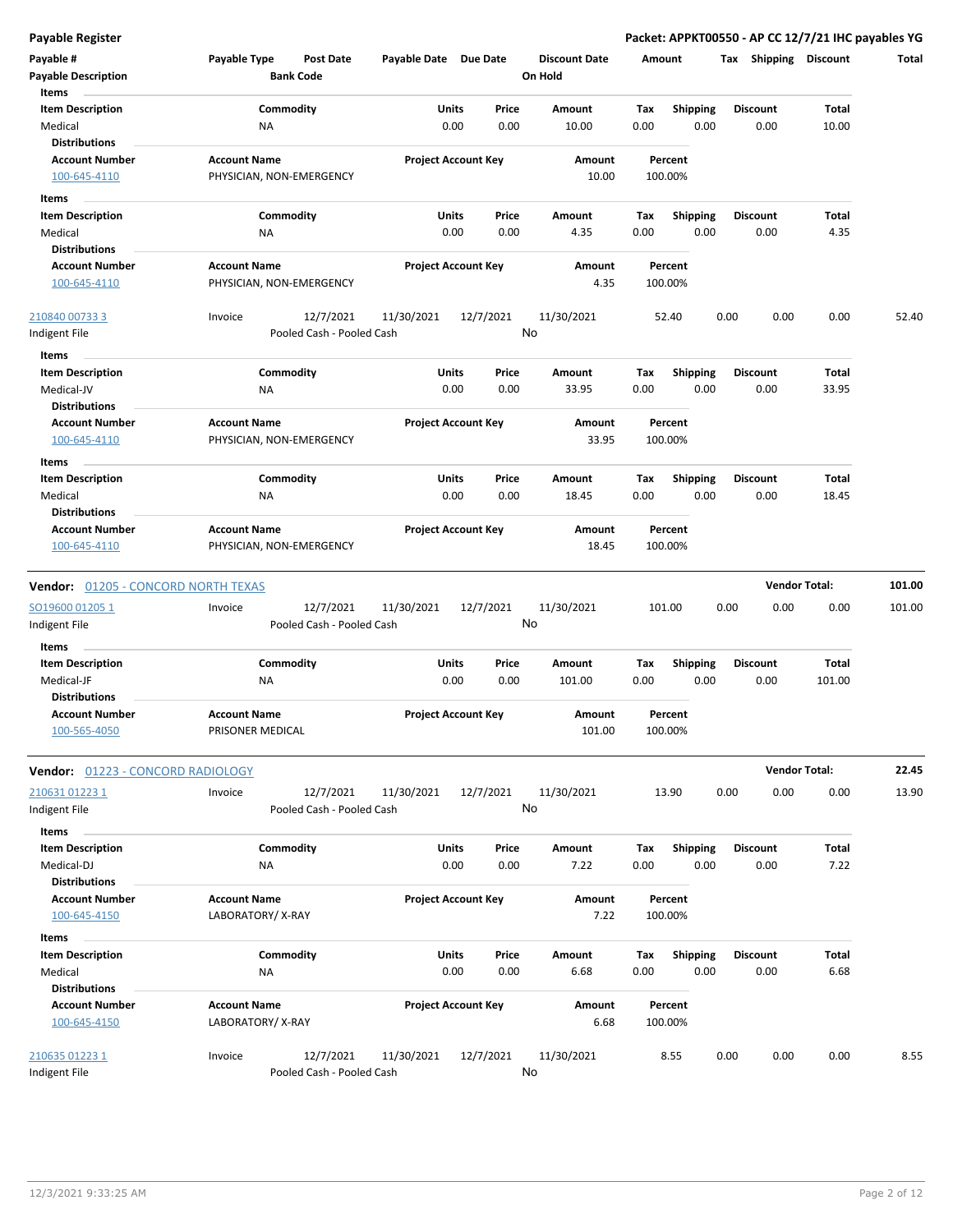**Payable Register** — **Packet: APPKT00550 - AP CC 12/7/21 IHC payables YG**

| Payable # | Payable Type | Post Date | Payable Date | Due Date | Discount Date | Amount | Tax | Shipping | Discount | Total |
|---|---|---|---|---|---|---|---|---|---|---|
| Payable Description | | Bank Code | | | On Hold | | | | | |

**Items**

| Item Description | Commodity | Units | Price | Amount | Tax | Shipping | Discount | Total |
|---|---|---|---|---|---|---|---|---|
| Medical | NA | 0.00 | 0.00 | 10.00 | 0.00 | 0.00 | 0.00 | 10.00 |

**Distributions**

| Account Number | Account Name | Project Account Key | Amount | Percent |
|---|---|---|---|---|
| 100-645-4110 | PHYSICIAN, NON-EMERGENCY | | 10.00 | 100.00% |

**Items**

| Item Description | Commodity | Units | Price | Amount | Tax | Shipping | Discount | Total |
|---|---|---|---|---|---|---|---|---|
| Medical | NA | 0.00 | 0.00 | 4.35 | 0.00 | 0.00 | 0.00 | 4.35 |

**Distributions**

| Account Number | Account Name | Project Account Key | Amount | Percent |
|---|---|---|---|---|
| 100-645-4110 | PHYSICIAN, NON-EMERGENCY | | 4.35 | 100.00% |

| Payable # | Payable Type | Post Date | Payable Date | Due Date | Discount Date | Amount | Tax | Shipping | Discount | Total |
|---|---|---|---|---|---|---|---|---|---|---|
| 210840 00733 3 | Invoice | 12/7/2021 | 11/30/2021 | 12/7/2021 | 11/30/2021 | 52.40 | 0.00 | 0.00 | 0.00 | 52.40 |
| Indigent File | | Pooled Cash - Pooled Cash | | | No | | | | | |

**Items**

| Item Description | Commodity | Units | Price | Amount | Tax | Shipping | Discount | Total |
|---|---|---|---|---|---|---|---|---|
| Medical-JV | NA | 0.00 | 0.00 | 33.95 | 0.00 | 0.00 | 0.00 | 33.95 |

**Distributions**

| Account Number | Account Name | Project Account Key | Amount | Percent |
|---|---|---|---|---|
| 100-645-4110 | PHYSICIAN, NON-EMERGENCY | | 33.95 | 100.00% |

**Items**

| Item Description | Commodity | Units | Price | Amount | Tax | Shipping | Discount | Total |
|---|---|---|---|---|---|---|---|---|
| Medical | NA | 0.00 | 0.00 | 18.45 | 0.00 | 0.00 | 0.00 | 18.45 |

**Distributions**

| Account Number | Account Name | Project Account Key | Amount | Percent |
|---|---|---|---|---|
| 100-645-4110 | PHYSICIAN, NON-EMERGENCY | | 18.45 | 100.00% |

**Vendor: 01205 - CONCORD NORTH TEXAS** — **Vendor Total: 101.00**

| Payable # | Payable Type | Post Date | Payable Date | Due Date | Discount Date | Amount | Tax | Shipping | Discount | Total |
|---|---|---|---|---|---|---|---|---|---|---|
| SO19600 01205 1 | Invoice | 12/7/2021 | 11/30/2021 | 12/7/2021 | 11/30/2021 | 101.00 | 0.00 | 0.00 | 0.00 | 101.00 |
| Indigent File | | Pooled Cash - Pooled Cash | | | No | | | | | |

**Items**

| Item Description | Commodity | Units | Price | Amount | Tax | Shipping | Discount | Total |
|---|---|---|---|---|---|---|---|---|
| Medical-JF | NA | 0.00 | 0.00 | 101.00 | 0.00 | 0.00 | 0.00 | 101.00 |

**Distributions**

| Account Number | Account Name | Project Account Key | Amount | Percent |
|---|---|---|---|---|
| 100-565-4050 | PRISONER MEDICAL | | 101.00 | 100.00% |

**Vendor: 01223 - CONCORD RADIOLOGY** — **Vendor Total: 22.45**

| Payable # | Payable Type | Post Date | Payable Date | Due Date | Discount Date | Amount | Tax | Shipping | Discount | Total |
|---|---|---|---|---|---|---|---|---|---|---|
| 210631 01223 1 | Invoice | 12/7/2021 | 11/30/2021 | 12/7/2021 | 11/30/2021 | 13.90 | 0.00 | 0.00 | 0.00 | 13.90 |
| Indigent File | | Pooled Cash - Pooled Cash | | | No | | | | | |

**Items**

| Item Description | Commodity | Units | Price | Amount | Tax | Shipping | Discount | Total |
|---|---|---|---|---|---|---|---|---|
| Medical-DJ | NA | 0.00 | 0.00 | 7.22 | 0.00 | 0.00 | 0.00 | 7.22 |

**Distributions**

| Account Number | Account Name | Project Account Key | Amount | Percent |
|---|---|---|---|---|
| 100-645-4150 | LABORATORY/ X-RAY | | 7.22 | 100.00% |

**Items**

| Item Description | Commodity | Units | Price | Amount | Tax | Shipping | Discount | Total |
|---|---|---|---|---|---|---|---|---|
| Medical | NA | 0.00 | 0.00 | 6.68 | 0.00 | 0.00 | 0.00 | 6.68 |

**Distributions**

| Account Number | Account Name | Project Account Key | Amount | Percent |
|---|---|---|---|---|
| 100-645-4150 | LABORATORY/ X-RAY | | 6.68 | 100.00% |

| Payable # | Payable Type | Post Date | Payable Date | Due Date | Discount Date | Amount | Tax | Shipping | Discount | Total |
|---|---|---|---|---|---|---|---|---|---|---|
| 210635 01223 1 | Invoice | 12/7/2021 | 11/30/2021 | 12/7/2021 | 11/30/2021 | 8.55 | 0.00 | 0.00 | 0.00 | 8.55 |
| Indigent File | | Pooled Cash - Pooled Cash | | | No | | | | | |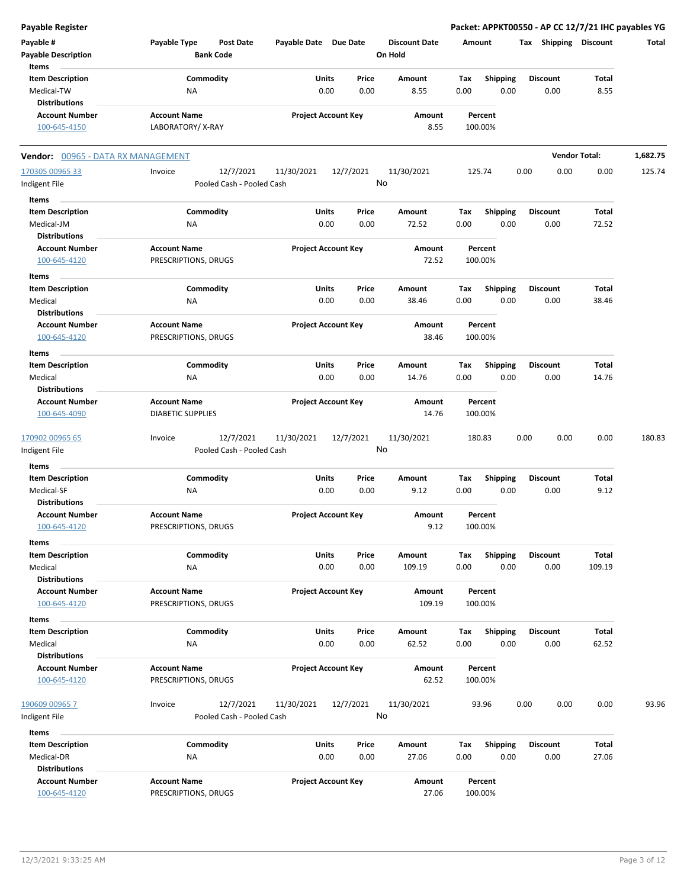**Payable Register** | **Packet: APPKT00550 - AP CC 12/7/21 IHC payables YG**

| Payable # | Payable Type | Post Date | Payable Date | Due Date | Discount Date | Amount | Tax | Shipping | Discount | Total |
|---|---|---|---|---|---|---|---|---|---|---|
| **Payable Description** | | **Bank Code** | | | **On Hold** | | | | | |

**Items**

| Item Description | Commodity | Units | Price | Amount | Tax | Shipping | Discount | Total |
|---|---|---|---|---|---|---|---|---|
| Medical-TW | NA | 0.00 | 0.00 | 8.55 | 0.00 | 0.00 | 0.00 | 8.55 |

**Distributions**

| Account Number | Account Name | Project Account Key | Amount | Percent |
|---|---|---|---|---|
| 100-645-4150 | LABORATORY/ X-RAY | | 8.55 | 100.00% |

---

**Vendor:** 00965 - DATA RX MANAGEMENT — **Vendor Total:** 1,682.75

| Payable # | Payable Type | Post Date | Payable Date | Due Date | Discount Date | Amount | Tax | Shipping | Discount | Total |
|---|---|---|---|---|---|---|---|---|---|---|
| 170305 00965 33 | Invoice | 12/7/2021 | 11/30/2021 | 12/7/2021 | 11/30/2021 | 125.74 | 0.00 | 0.00 | 0.00 | 125.74 |
| Indigent File | | Pooled Cash - Pooled Cash | | | No | | | | | |

**Items**

| Item Description | Commodity | Units | Price | Amount | Tax | Shipping | Discount | Total |
|---|---|---|---|---|---|---|---|---|
| Medical-JM | NA | 0.00 | 0.00 | 72.52 | 0.00 | 0.00 | 0.00 | 72.52 |

**Distributions**

| Account Number | Account Name | Project Account Key | Amount | Percent |
|---|---|---|---|---|
| 100-645-4120 | PRESCRIPTIONS, DRUGS | | 72.52 | 100.00% |

**Items**

| Item Description | Commodity | Units | Price | Amount | Tax | Shipping | Discount | Total |
|---|---|---|---|---|---|---|---|---|
| Medical | NA | 0.00 | 0.00 | 38.46 | 0.00 | 0.00 | 0.00 | 38.46 |

**Distributions**

| Account Number | Account Name | Project Account Key | Amount | Percent |
|---|---|---|---|---|
| 100-645-4120 | PRESCRIPTIONS, DRUGS | | 38.46 | 100.00% |

**Items**

| Item Description | Commodity | Units | Price | Amount | Tax | Shipping | Discount | Total |
|---|---|---|---|---|---|---|---|---|
| Medical | NA | 0.00 | 0.00 | 14.76 | 0.00 | 0.00 | 0.00 | 14.76 |

**Distributions**

| Account Number | Account Name | Project Account Key | Amount | Percent |
|---|---|---|---|---|
| 100-645-4090 | DIABETIC SUPPLIES | | 14.76 | 100.00% |

| Payable # | Payable Type | Post Date | Payable Date | Due Date | Discount Date | Amount | Tax | Shipping | Discount | Total |
|---|---|---|---|---|---|---|---|---|---|---|
| 170902 00965 65 | Invoice | 12/7/2021 | 11/30/2021 | 12/7/2021 | 11/30/2021 | 180.83 | 0.00 | 0.00 | 0.00 | 180.83 |
| Indigent File | | Pooled Cash - Pooled Cash | | | No | | | | | |

**Items**

| Item Description | Commodity | Units | Price | Amount | Tax | Shipping | Discount | Total |
|---|---|---|---|---|---|---|---|---|
| Medical-SF | NA | 0.00 | 0.00 | 9.12 | 0.00 | 0.00 | 0.00 | 9.12 |

**Distributions**

| Account Number | Account Name | Project Account Key | Amount | Percent |
|---|---|---|---|---|
| 100-645-4120 | PRESCRIPTIONS, DRUGS | | 9.12 | 100.00% |

**Items**

| Item Description | Commodity | Units | Price | Amount | Tax | Shipping | Discount | Total |
|---|---|---|---|---|---|---|---|---|
| Medical | NA | 0.00 | 0.00 | 109.19 | 0.00 | 0.00 | 0.00 | 109.19 |

**Distributions**

| Account Number | Account Name | Project Account Key | Amount | Percent |
|---|---|---|---|---|
| 100-645-4120 | PRESCRIPTIONS, DRUGS | | 109.19 | 100.00% |

**Items**

| Item Description | Commodity | Units | Price | Amount | Tax | Shipping | Discount | Total |
|---|---|---|---|---|---|---|---|---|
| Medical | NA | 0.00 | 0.00 | 62.52 | 0.00 | 0.00 | 0.00 | 62.52 |

**Distributions**

| Account Number | Account Name | Project Account Key | Amount | Percent |
|---|---|---|---|---|
| 100-645-4120 | PRESCRIPTIONS, DRUGS | | 62.52 | 100.00% |

| Payable # | Payable Type | Post Date | Payable Date | Due Date | Discount Date | Amount | Tax | Shipping | Discount | Total |
|---|---|---|---|---|---|---|---|---|---|---|
| 190609 00965 7 | Invoice | 12/7/2021 | 11/30/2021 | 12/7/2021 | 11/30/2021 | 93.96 | 0.00 | 0.00 | 0.00 | 93.96 |
| Indigent File | | Pooled Cash - Pooled Cash | | | No | | | | | |

**Items**

| Item Description | Commodity | Units | Price | Amount | Tax | Shipping | Discount | Total |
|---|---|---|---|---|---|---|---|---|
| Medical-DR | NA | 0.00 | 0.00 | 27.06 | 0.00 | 0.00 | 0.00 | 27.06 |

**Distributions**

| Account Number | Account Name | Project Account Key | Amount | Percent |
|---|---|---|---|---|
| 100-645-4120 | PRESCRIPTIONS, DRUGS | | 27.06 | 100.00% |

12/3/2021 9:33:25 AM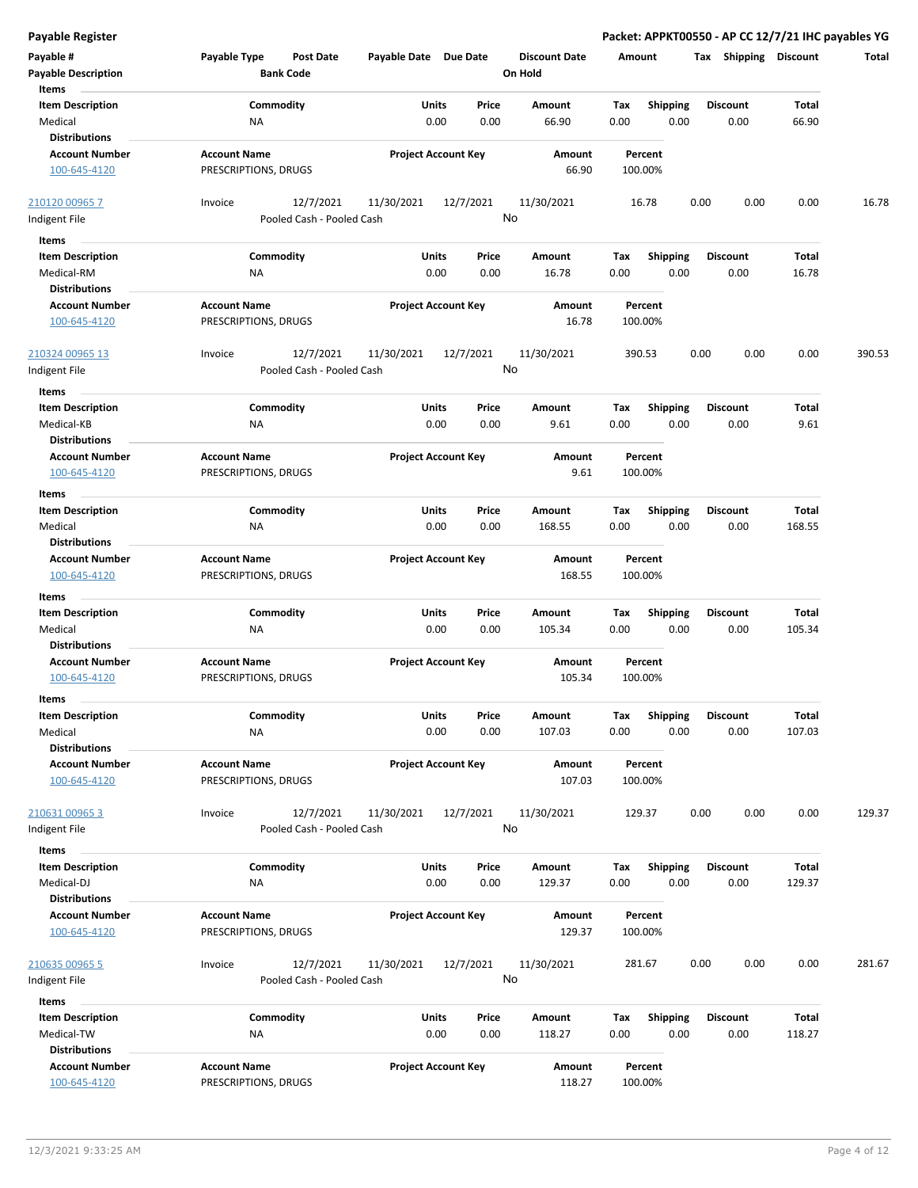# Payable Register

**Packet: APPKT00550 - AP CC 12/7/21 IHC payables YG**

| Payable # | Payable Type | Post Date | Payable Date | Due Date | Discount Date | Amount | Tax | Shipping | Discount | Total |
|---|---|---|---|---|---|---|---|---|---|---|
| **Payable Description** | | **Bank Code** | | | **On Hold** | | | | | |

**Items**

| Item Description | Commodity | Units | Price | Amount | Tax | Shipping | Discount | Total |
|---|---|---|---|---|---|---|---|---|
| Medical | NA | 0.00 | 0.00 | 66.90 | 0.00 | 0.00 | 0.00 | 66.90 |

**Distributions**

| Account Number | Account Name | Project Account Key | Amount | Percent |
|---|---|---|---|---|
| 100-645-4120 | PRESCRIPTIONS, DRUGS | | 66.90 | 100.00% |

| Payable # | Payable Type | Post Date | Payable Date | Due Date | Discount Date | Amount | Tax | Shipping | Discount | Total |
|---|---|---|---|---|---|---|---|---|---|---|
| 210120 00965 7 | Invoice | 12/7/2021 | 11/30/2021 | 12/7/2021 | 11/30/2021 | 16.78 | 0.00 | 0.00 | 0.00 | 16.78 |
| Indigent File | | Pooled Cash - Pooled Cash | | | No | | | | | |

**Items**

| Item Description | Commodity | Units | Price | Amount | Tax | Shipping | Discount | Total |
|---|---|---|---|---|---|---|---|---|
| Medical-RM | NA | 0.00 | 0.00 | 16.78 | 0.00 | 0.00 | 0.00 | 16.78 |

**Distributions**

| Account Number | Account Name | Project Account Key | Amount | Percent |
|---|---|---|---|---|
| 100-645-4120 | PRESCRIPTIONS, DRUGS | | 16.78 | 100.00% |

| Payable # | Payable Type | Post Date | Payable Date | Due Date | Discount Date | Amount | Tax | Shipping | Discount | Total |
|---|---|---|---|---|---|---|---|---|---|---|
| 210324 00965 13 | Invoice | 12/7/2021 | 11/30/2021 | 12/7/2021 | 11/30/2021 | 390.53 | 0.00 | 0.00 | 0.00 | 390.53 |
| Indigent File | | Pooled Cash - Pooled Cash | | | No | | | | | |

**Items**

| Item Description | Commodity | Units | Price | Amount | Tax | Shipping | Discount | Total |
|---|---|---|---|---|---|---|---|---|
| Medical-KB | NA | 0.00 | 0.00 | 9.61 | 0.00 | 0.00 | 0.00 | 9.61 |

**Distributions**

| Account Number | Account Name | Project Account Key | Amount | Percent |
|---|---|---|---|---|
| 100-645-4120 | PRESCRIPTIONS, DRUGS | | 9.61 | 100.00% |

**Items**

| Item Description | Commodity | Units | Price | Amount | Tax | Shipping | Discount | Total |
|---|---|---|---|---|---|---|---|---|
| Medical | NA | 0.00 | 0.00 | 168.55 | 0.00 | 0.00 | 0.00 | 168.55 |

**Distributions**

| Account Number | Account Name | Project Account Key | Amount | Percent |
|---|---|---|---|---|
| 100-645-4120 | PRESCRIPTIONS, DRUGS | | 168.55 | 100.00% |

**Items**

| Item Description | Commodity | Units | Price | Amount | Tax | Shipping | Discount | Total |
|---|---|---|---|---|---|---|---|---|
| Medical | NA | 0.00 | 0.00 | 105.34 | 0.00 | 0.00 | 0.00 | 105.34 |

**Distributions**

| Account Number | Account Name | Project Account Key | Amount | Percent |
|---|---|---|---|---|
| 100-645-4120 | PRESCRIPTIONS, DRUGS | | 105.34 | 100.00% |

**Items**

| Item Description | Commodity | Units | Price | Amount | Tax | Shipping | Discount | Total |
|---|---|---|---|---|---|---|---|---|
| Medical | NA | 0.00 | 0.00 | 107.03 | 0.00 | 0.00 | 0.00 | 107.03 |

**Distributions**

| Account Number | Account Name | Project Account Key | Amount | Percent |
|---|---|---|---|---|
| 100-645-4120 | PRESCRIPTIONS, DRUGS | | 107.03 | 100.00% |

| Payable # | Payable Type | Post Date | Payable Date | Due Date | Discount Date | Amount | Tax | Shipping | Discount | Total |
|---|---|---|---|---|---|---|---|---|---|---|
| 210631 00965 3 | Invoice | 12/7/2021 | 11/30/2021 | 12/7/2021 | 11/30/2021 | 129.37 | 0.00 | 0.00 | 0.00 | 129.37 |
| Indigent File | | Pooled Cash - Pooled Cash | | | No | | | | | |

**Items**

| Item Description | Commodity | Units | Price | Amount | Tax | Shipping | Discount | Total |
|---|---|---|---|---|---|---|---|---|
| Medical-DJ | NA | 0.00 | 0.00 | 129.37 | 0.00 | 0.00 | 0.00 | 129.37 |

**Distributions**

| Account Number | Account Name | Project Account Key | Amount | Percent |
|---|---|---|---|---|
| 100-645-4120 | PRESCRIPTIONS, DRUGS | | 129.37 | 100.00% |

| Payable # | Payable Type | Post Date | Payable Date | Due Date | Discount Date | Amount | Tax | Shipping | Discount | Total |
|---|---|---|---|---|---|---|---|---|---|---|
| 210635 00965 5 | Invoice | 12/7/2021 | 11/30/2021 | 12/7/2021 | 11/30/2021 | 281.67 | 0.00 | 0.00 | 0.00 | 281.67 |
| Indigent File | | Pooled Cash - Pooled Cash | | | No | | | | | |

**Items**

| Item Description | Commodity | Units | Price | Amount | Tax | Shipping | Discount | Total |
|---|---|---|---|---|---|---|---|---|
| Medical-TW | NA | 0.00 | 0.00 | 118.27 | 0.00 | 0.00 | 0.00 | 118.27 |

**Distributions**

| Account Number | Account Name | Project Account Key | Amount | Percent |
|---|---|---|---|---|
| 100-645-4120 | PRESCRIPTIONS, DRUGS | | 118.27 | 100.00% |

12/3/2021 9:33:25 AM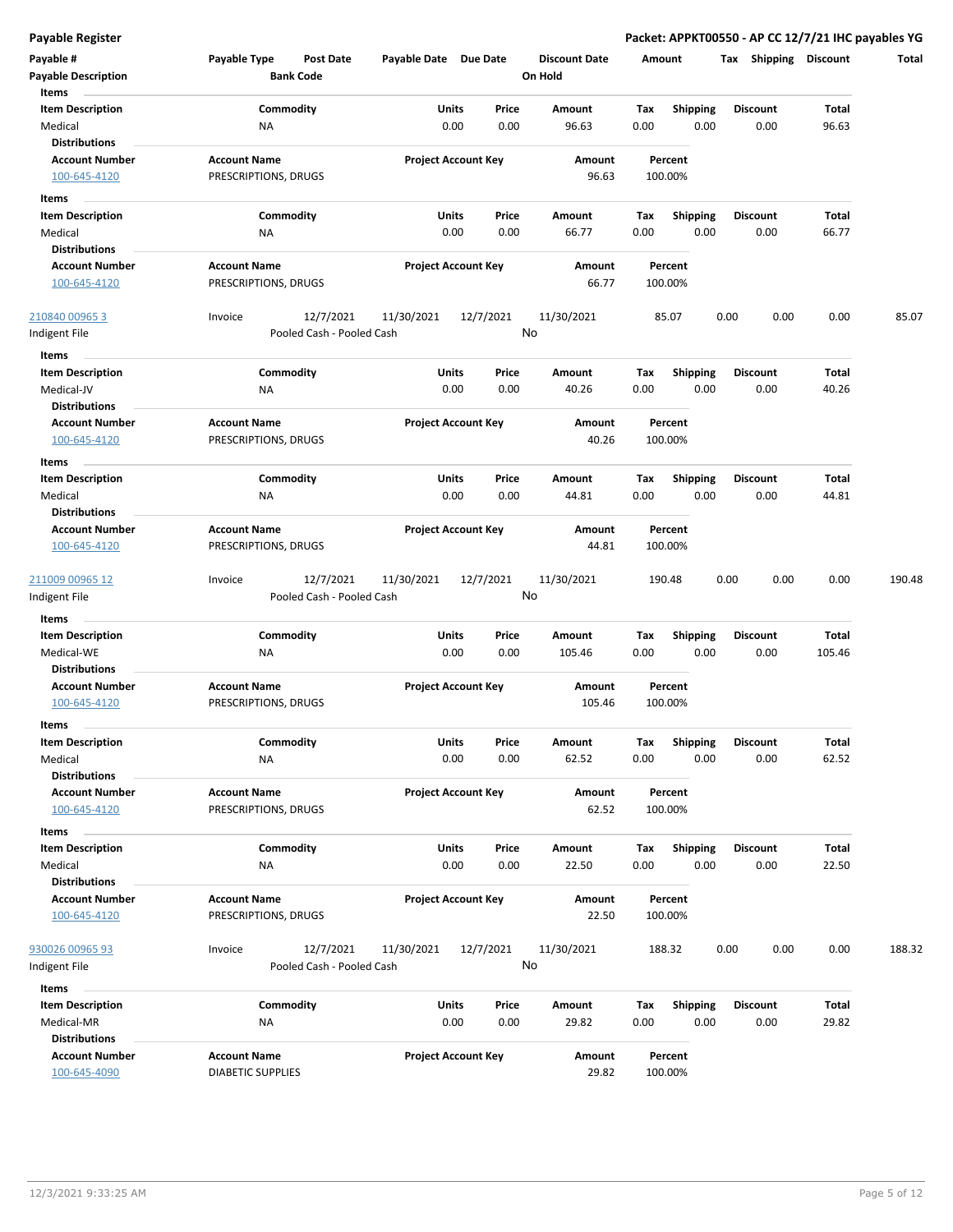**Payable Register**

**Packet: APPKT00550 - AP CC 12/7/21 IHC payables YG**

| Payable # | Payable Type | Post Date | Payable Date | Due Date | Discount Date | Amount | Tax | Shipping | Discount | Total |
|---|---|---|---|---|---|---|---|---|---|---|
| **Payable Description** | | **Bank Code** | | | **On Hold** | | | | | |

**Items**

| Item Description | Commodity | Units | Price | Amount | Tax | Shipping | Discount | Total |
|---|---|---|---|---|---|---|---|---|
| Medical | NA | 0.00 | 0.00 | 96.63 | 0.00 | 0.00 | 0.00 | 96.63 |

**Distributions**

| Account Number | Account Name | Project Account Key | Amount | Percent |
|---|---|---|---|---|
| 100-645-4120 | PRESCRIPTIONS, DRUGS | | 96.63 | 100.00% |

**Items**

| Item Description | Commodity | Units | Price | Amount | Tax | Shipping | Discount | Total |
|---|---|---|---|---|---|---|---|---|
| Medical | NA | 0.00 | 0.00 | 66.77 | 0.00 | 0.00 | 0.00 | 66.77 |

**Distributions**

| Account Number | Account Name | Project Account Key | Amount | Percent |
|---|---|---|---|---|
| 100-645-4120 | PRESCRIPTIONS, DRUGS | | 66.77 | 100.00% |

| Payable # | Payable Type | Post Date | Payable Date | Due Date | Discount Date | Amount | Tax | Shipping | Discount | Total |
|---|---|---|---|---|---|---|---|---|---|---|
| 210840 00965 3 | Invoice | 12/7/2021 | 11/30/2021 | 12/7/2021 | 11/30/2021 | 85.07 | 0.00 | 0.00 | 0.00 | 85.07 |
| Indigent File | | Pooled Cash - Pooled Cash | | | No | | | | | |

**Items**

| Item Description | Commodity | Units | Price | Amount | Tax | Shipping | Discount | Total |
|---|---|---|---|---|---|---|---|---|
| Medical-JV | NA | 0.00 | 0.00 | 40.26 | 0.00 | 0.00 | 0.00 | 40.26 |

**Distributions**

| Account Number | Account Name | Project Account Key | Amount | Percent |
|---|---|---|---|---|
| 100-645-4120 | PRESCRIPTIONS, DRUGS | | 40.26 | 100.00% |

**Items**

| Item Description | Commodity | Units | Price | Amount | Tax | Shipping | Discount | Total |
|---|---|---|---|---|---|---|---|---|
| Medical | NA | 0.00 | 0.00 | 44.81 | 0.00 | 0.00 | 0.00 | 44.81 |

**Distributions**

| Account Number | Account Name | Project Account Key | Amount | Percent |
|---|---|---|---|---|
| 100-645-4120 | PRESCRIPTIONS, DRUGS | | 44.81 | 100.00% |

| Payable # | Payable Type | Post Date | Payable Date | Due Date | Discount Date | Amount | Tax | Shipping | Discount | Total |
|---|---|---|---|---|---|---|---|---|---|---|
| 211009 00965 12 | Invoice | 12/7/2021 | 11/30/2021 | 12/7/2021 | 11/30/2021 | 190.48 | 0.00 | 0.00 | 0.00 | 190.48 |
| Indigent File | | Pooled Cash - Pooled Cash | | | No | | | | | |

**Items**

| Item Description | Commodity | Units | Price | Amount | Tax | Shipping | Discount | Total |
|---|---|---|---|---|---|---|---|---|
| Medical-WE | NA | 0.00 | 0.00 | 105.46 | 0.00 | 0.00 | 0.00 | 105.46 |

**Distributions**

| Account Number | Account Name | Project Account Key | Amount | Percent |
|---|---|---|---|---|
| 100-645-4120 | PRESCRIPTIONS, DRUGS | | 105.46 | 100.00% |

**Items**

| Item Description | Commodity | Units | Price | Amount | Tax | Shipping | Discount | Total |
|---|---|---|---|---|---|---|---|---|
| Medical | NA | 0.00 | 0.00 | 62.52 | 0.00 | 0.00 | 0.00 | 62.52 |

**Distributions**

| Account Number | Account Name | Project Account Key | Amount | Percent |
|---|---|---|---|---|
| 100-645-4120 | PRESCRIPTIONS, DRUGS | | 62.52 | 100.00% |

**Items**

| Item Description | Commodity | Units | Price | Amount | Tax | Shipping | Discount | Total |
|---|---|---|---|---|---|---|---|---|
| Medical | NA | 0.00 | 0.00 | 22.50 | 0.00 | 0.00 | 0.00 | 22.50 |

**Distributions**

| Account Number | Account Name | Project Account Key | Amount | Percent |
|---|---|---|---|---|
| 100-645-4120 | PRESCRIPTIONS, DRUGS | | 22.50 | 100.00% |

| Payable # | Payable Type | Post Date | Payable Date | Due Date | Discount Date | Amount | Tax | Shipping | Discount | Total |
|---|---|---|---|---|---|---|---|---|---|---|
| 930026 00965 93 | Invoice | 12/7/2021 | 11/30/2021 | 12/7/2021 | 11/30/2021 | 188.32 | 0.00 | 0.00 | 0.00 | 188.32 |
| Indigent File | | Pooled Cash - Pooled Cash | | | No | | | | | |

**Items**

| Item Description | Commodity | Units | Price | Amount | Tax | Shipping | Discount | Total |
|---|---|---|---|---|---|---|---|---|
| Medical-MR | NA | 0.00 | 0.00 | 29.82 | 0.00 | 0.00 | 0.00 | 29.82 |

**Distributions**

| Account Number | Account Name | Project Account Key | Amount | Percent |
|---|---|---|---|---|
| 100-645-4090 | DIABETIC SUPPLIES | | 29.82 | 100.00% |

12/3/2021 9:33:25 AM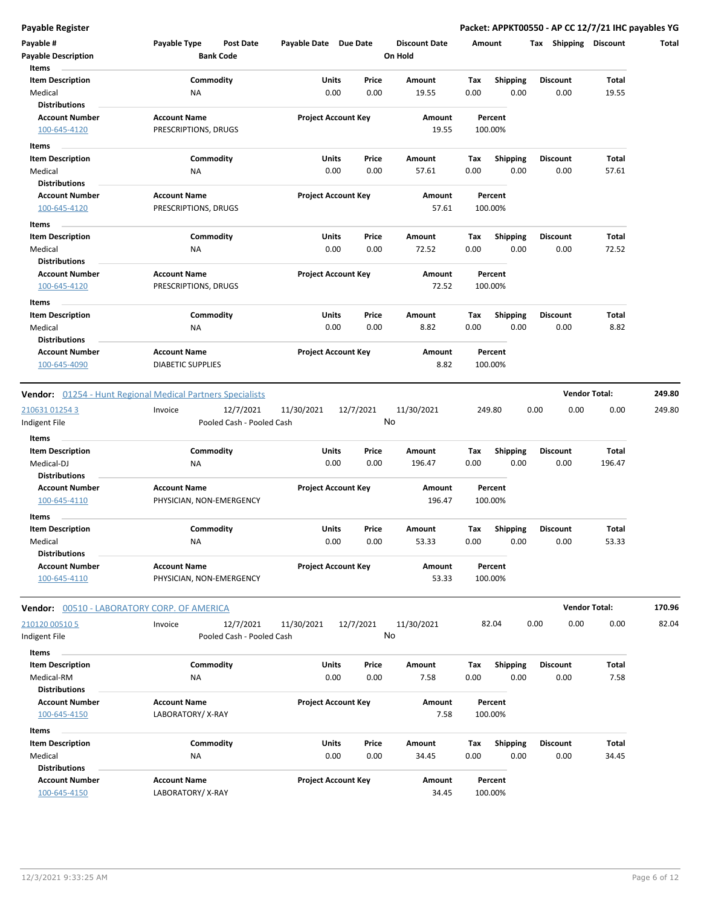**Payable Register**

**Packet: APPKT00550 - AP CC 12/7/21 IHC payables YG**

| Payable # | Payable Type | Post Date | Payable Date | Due Date | Discount Date | Amount | Tax | Shipping | Discount | Total |
|---|---|---|---|---|---|---|---|---|---|---|
| **Payable Description** | | **Bank Code** | | | **On Hold** | | | | | |

**Items**

| Item Description | Commodity | Units | Price | Amount | Tax | Shipping | Discount | Total |
|---|---|---|---|---|---|---|---|---|
| Medical | NA | 0.00 | 0.00 | 19.55 | 0.00 | 0.00 | 0.00 | 19.55 |

**Distributions**

| Account Number | Account Name | Project Account Key | Amount | Percent |
|---|---|---|---|---|
| 100-645-4120 | PRESCRIPTIONS, DRUGS | | 19.55 | 100.00% |

**Items**

| Item Description | Commodity | Units | Price | Amount | Tax | Shipping | Discount | Total |
|---|---|---|---|---|---|---|---|---|
| Medical | NA | 0.00 | 0.00 | 57.61 | 0.00 | 0.00 | 0.00 | 57.61 |

**Distributions**

| Account Number | Account Name | Project Account Key | Amount | Percent |
|---|---|---|---|---|
| 100-645-4120 | PRESCRIPTIONS, DRUGS | | 57.61 | 100.00% |

**Items**

| Item Description | Commodity | Units | Price | Amount | Tax | Shipping | Discount | Total |
|---|---|---|---|---|---|---|---|---|
| Medical | NA | 0.00 | 0.00 | 72.52 | 0.00 | 0.00 | 0.00 | 72.52 |

**Distributions**

| Account Number | Account Name | Project Account Key | Amount | Percent |
|---|---|---|---|---|
| 100-645-4120 | PRESCRIPTIONS, DRUGS | | 72.52 | 100.00% |

**Items**

| Item Description | Commodity | Units | Price | Amount | Tax | Shipping | Discount | Total |
|---|---|---|---|---|---|---|---|---|
| Medical | NA | 0.00 | 0.00 | 8.82 | 0.00 | 0.00 | 0.00 | 8.82 |

**Distributions**

| Account Number | Account Name | Project Account Key | Amount | Percent |
|---|---|---|---|---|
| 100-645-4090 | DIABETIC SUPPLIES | | 8.82 | 100.00% |

**Vendor:** 01254 - Hunt Regional Medical Partners Specialists — **Vendor Total:** **249.80**

| Payable # | Payable Type | Post Date | Payable Date | Due Date | Discount Date | Amount | Tax | Shipping | Discount | Total |
|---|---|---|---|---|---|---|---|---|---|---|
| 210631 01254 3 | Invoice | 12/7/2021 | 11/30/2021 | 12/7/2021 | 11/30/2021 | 249.80 | 0.00 | 0.00 | 0.00 | 249.80 |
| Indigent File | | Pooled Cash - Pooled Cash | | | No | | | | | |

**Items**

| Item Description | Commodity | Units | Price | Amount | Tax | Shipping | Discount | Total |
|---|---|---|---|---|---|---|---|---|
| Medical-DJ | NA | 0.00 | 0.00 | 196.47 | 0.00 | 0.00 | 0.00 | 196.47 |

**Distributions**

| Account Number | Account Name | Project Account Key | Amount | Percent |
|---|---|---|---|---|
| 100-645-4110 | PHYSICIAN, NON-EMERGENCY | | 196.47 | 100.00% |

**Items**

| Item Description | Commodity | Units | Price | Amount | Tax | Shipping | Discount | Total |
|---|---|---|---|---|---|---|---|---|
| Medical | NA | 0.00 | 0.00 | 53.33 | 0.00 | 0.00 | 0.00 | 53.33 |

**Distributions**

| Account Number | Account Name | Project Account Key | Amount | Percent |
|---|---|---|---|---|
| 100-645-4110 | PHYSICIAN, NON-EMERGENCY | | 53.33 | 100.00% |

**Vendor:** 00510 - LABORATORY CORP. OF AMERICA — **Vendor Total:** **170.96**

| Payable # | Payable Type | Post Date | Payable Date | Due Date | Discount Date | Amount | Tax | Shipping | Discount | Total |
|---|---|---|---|---|---|---|---|---|---|---|
| 210120 00510 5 | Invoice | 12/7/2021 | 11/30/2021 | 12/7/2021 | 11/30/2021 | 82.04 | 0.00 | 0.00 | 0.00 | 82.04 |
| Indigent File | | Pooled Cash - Pooled Cash | | | No | | | | | |

**Items**

| Item Description | Commodity | Units | Price | Amount | Tax | Shipping | Discount | Total |
|---|---|---|---|---|---|---|---|---|
| Medical-RM | NA | 0.00 | 0.00 | 7.58 | 0.00 | 0.00 | 0.00 | 7.58 |

**Distributions**

| Account Number | Account Name | Project Account Key | Amount | Percent |
|---|---|---|---|---|
| 100-645-4150 | LABORATORY/ X-RAY | | 7.58 | 100.00% |

**Items**

| Item Description | Commodity | Units | Price | Amount | Tax | Shipping | Discount | Total |
|---|---|---|---|---|---|---|---|---|
| Medical | NA | 0.00 | 0.00 | 34.45 | 0.00 | 0.00 | 0.00 | 34.45 |

**Distributions**

| Account Number | Account Name | Project Account Key | Amount | Percent |
|---|---|---|---|---|
| 100-645-4150 | LABORATORY/ X-RAY | | 34.45 | 100.00% |

12/3/2021 9:33:25 AM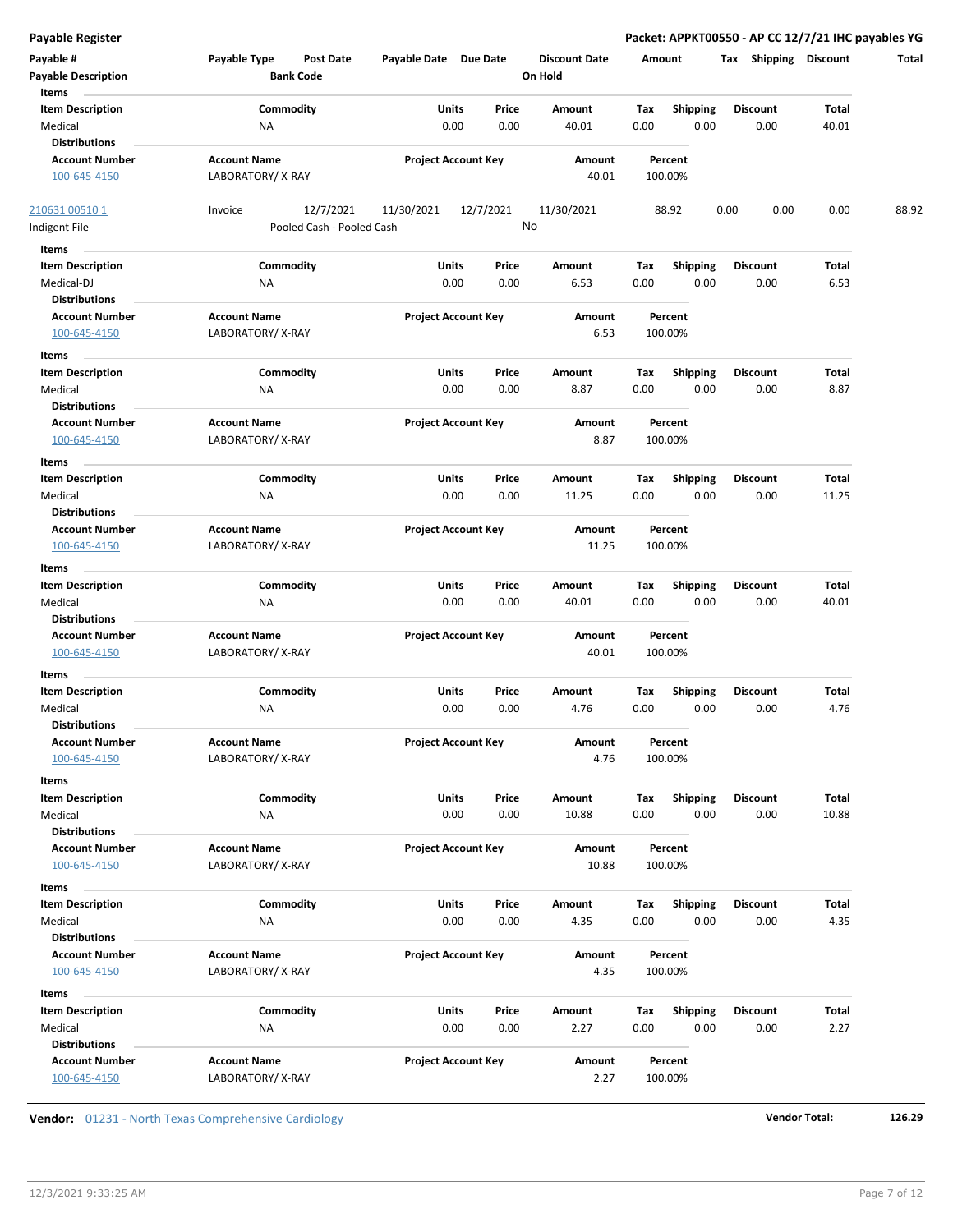**Payable Register** — **Packet: APPKT00550 - AP CC 12/7/21 IHC payables YG**

| Payable # | Payable Type | Post Date | Payable Date | Due Date | Discount Date | Amount | Tax | Shipping | Discount | Total |
|---|---|---|---|---|---|---|---|---|---|---|
| **Payable Description** | | **Bank Code** | | | **On Hold** | | | | | |

**Items**

| Item Description | Commodity | Units | Price | Amount | Tax | Shipping | Discount | Total |
|---|---|---|---|---|---|---|---|---|
| Medical | NA | 0.00 | 0.00 | 40.01 | 0.00 | 0.00 | 0.00 | 40.01 |

**Distributions**

| Account Number | Account Name | Project Account Key | Amount | Percent |
|---|---|---|---|---|
| 100-645-4150 | LABORATORY/ X-RAY | | 40.01 | 100.00% |

| Payable # | Payable Type | Post Date | Payable Date | Due Date | Discount Date | Amount | Tax | Shipping | Discount | Total |
|---|---|---|---|---|---|---|---|---|---|---|
| 210631 00510 1 | Invoice | 12/7/2021 | 11/30/2021 | 12/7/2021 | 11/30/2021 | 88.92 | 0.00 | 0.00 | 0.00 | 88.92 |
| Indigent File | | Pooled Cash - Pooled Cash | | | No | | | | | |

**Items**

| Item Description | Commodity | Units | Price | Amount | Tax | Shipping | Discount | Total |
|---|---|---|---|---|---|---|---|---|
| Medical-DJ | NA | 0.00 | 0.00 | 6.53 | 0.00 | 0.00 | 0.00 | 6.53 |

**Distributions**

| Account Number | Account Name | Project Account Key | Amount | Percent |
|---|---|---|---|---|
| 100-645-4150 | LABORATORY/ X-RAY | | 6.53 | 100.00% |

**Items**

| Item Description | Commodity | Units | Price | Amount | Tax | Shipping | Discount | Total |
|---|---|---|---|---|---|---|---|---|
| Medical | NA | 0.00 | 0.00 | 8.87 | 0.00 | 0.00 | 0.00 | 8.87 |

**Distributions**

| Account Number | Account Name | Project Account Key | Amount | Percent |
|---|---|---|---|---|
| 100-645-4150 | LABORATORY/ X-RAY | | 8.87 | 100.00% |

**Items**

| Item Description | Commodity | Units | Price | Amount | Tax | Shipping | Discount | Total |
|---|---|---|---|---|---|---|---|---|
| Medical | NA | 0.00 | 0.00 | 11.25 | 0.00 | 0.00 | 0.00 | 11.25 |

**Distributions**

| Account Number | Account Name | Project Account Key | Amount | Percent |
|---|---|---|---|---|
| 100-645-4150 | LABORATORY/ X-RAY | | 11.25 | 100.00% |

**Items**

| Item Description | Commodity | Units | Price | Amount | Tax | Shipping | Discount | Total |
|---|---|---|---|---|---|---|---|---|
| Medical | NA | 0.00 | 0.00 | 40.01 | 0.00 | 0.00 | 0.00 | 40.01 |

**Distributions**

| Account Number | Account Name | Project Account Key | Amount | Percent |
|---|---|---|---|---|
| 100-645-4150 | LABORATORY/ X-RAY | | 40.01 | 100.00% |

**Items**

| Item Description | Commodity | Units | Price | Amount | Tax | Shipping | Discount | Total |
|---|---|---|---|---|---|---|---|---|
| Medical | NA | 0.00 | 0.00 | 4.76 | 0.00 | 0.00 | 0.00 | 4.76 |

**Distributions**

| Account Number | Account Name | Project Account Key | Amount | Percent |
|---|---|---|---|---|
| 100-645-4150 | LABORATORY/ X-RAY | | 4.76 | 100.00% |

**Items**

| Item Description | Commodity | Units | Price | Amount | Tax | Shipping | Discount | Total |
|---|---|---|---|---|---|---|---|---|
| Medical | NA | 0.00 | 0.00 | 10.88 | 0.00 | 0.00 | 0.00 | 10.88 |

**Distributions**

| Account Number | Account Name | Project Account Key | Amount | Percent |
|---|---|---|---|---|
| 100-645-4150 | LABORATORY/ X-RAY | | 10.88 | 100.00% |

**Items**

| Item Description | Commodity | Units | Price | Amount | Tax | Shipping | Discount | Total |
|---|---|---|---|---|---|---|---|---|
| Medical | NA | 0.00 | 0.00 | 4.35 | 0.00 | 0.00 | 0.00 | 4.35 |

**Distributions**

| Account Number | Account Name | Project Account Key | Amount | Percent |
|---|---|---|---|---|
| 100-645-4150 | LABORATORY/ X-RAY | | 4.35 | 100.00% |

**Items**

| Item Description | Commodity | Units | Price | Amount | Tax | Shipping | Discount | Total |
|---|---|---|---|---|---|---|---|---|
| Medical | NA | 0.00 | 0.00 | 2.27 | 0.00 | 0.00 | 0.00 | 2.27 |

**Distributions**

| Account Number | Account Name | Project Account Key | Amount | Percent |
|---|---|---|---|---|
| 100-645-4150 | LABORATORY/ X-RAY | | 2.27 | 100.00% |

**Vendor:** 01231 - North Texas Comprehensive Cardiology — **Vendor Total:** **126.29**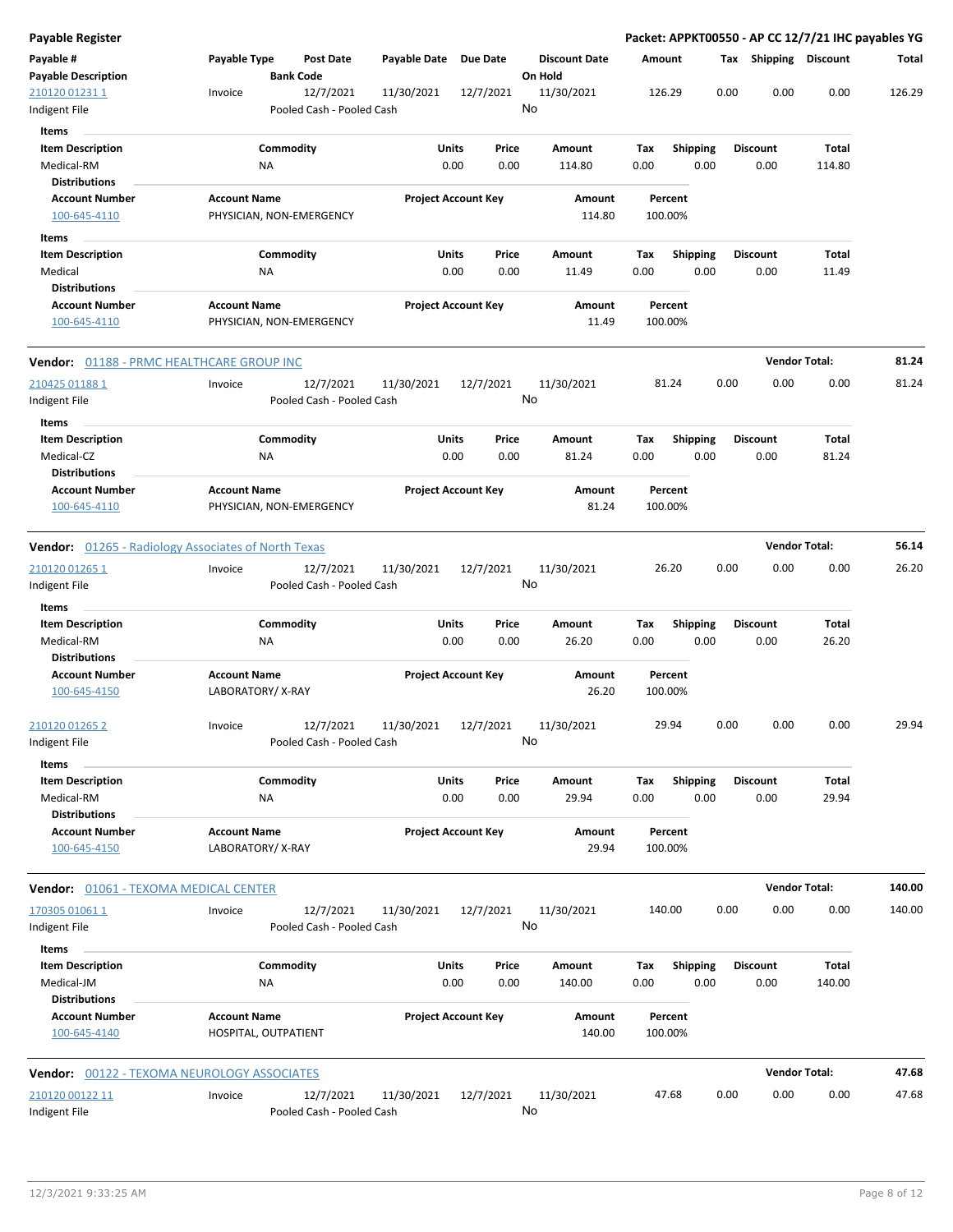**Payable Register** — **Packet: APPKT00550 - AP CC 12/7/21 IHC payables YG**

| Payable # / Payable Description | Payable Type | Post Date / Bank Code | Payable Date | Due Date | Discount Date / On Hold | Amount | Tax | Shipping | Discount | Total |
|---|---|---|---|---|---|---|---|---|---|---|
| 210120 01231 1 / Indigent File | Invoice | 12/7/2021 / Pooled Cash - Pooled Cash | 11/30/2021 | 12/7/2021 | 11/30/2021 / No | 126.29 | 0.00 | 0.00 | 0.00 | 126.29 |

**Items**

| Item Description | Commodity | Units | Price | Amount | Tax | Shipping | Discount | Total |
|---|---|---|---|---|---|---|---|---|
| Medical-RM | NA | 0.00 | 0.00 | 114.80 | 0.00 | 0.00 | 0.00 | 114.80 |

**Distributions**

| Account Number | Account Name | Project Account Key | Amount | Percent |
|---|---|---|---|---|
| 100-645-4110 | PHYSICIAN, NON-EMERGENCY | | 114.80 | 100.00% |

**Items**

| Item Description | Commodity | Units | Price | Amount | Tax | Shipping | Discount | Total |
|---|---|---|---|---|---|---|---|---|
| Medical | NA | 0.00 | 0.00 | 11.49 | 0.00 | 0.00 | 0.00 | 11.49 |

**Distributions**

| Account Number | Account Name | Project Account Key | Amount | Percent |
|---|---|---|---|---|
| 100-645-4110 | PHYSICIAN, NON-EMERGENCY | | 11.49 | 100.00% |

**Vendor:** 01188 - PRMC HEALTHCARE GROUP INC — **Vendor Total: 81.24**

| Payable # / Payable Description | Payable Type | Post Date / Bank Code | Payable Date | Due Date | Discount Date / On Hold | Amount | Tax | Shipping | Discount | Total |
|---|---|---|---|---|---|---|---|---|---|---|
| 210425 01188 1 / Indigent File | Invoice | 12/7/2021 / Pooled Cash - Pooled Cash | 11/30/2021 | 12/7/2021 | 11/30/2021 / No | 81.24 | 0.00 | 0.00 | 0.00 | 81.24 |

**Items**

| Item Description | Commodity | Units | Price | Amount | Tax | Shipping | Discount | Total |
|---|---|---|---|---|---|---|---|---|
| Medical-CZ | NA | 0.00 | 0.00 | 81.24 | 0.00 | 0.00 | 0.00 | 81.24 |

**Distributions**

| Account Number | Account Name | Project Account Key | Amount | Percent |
|---|---|---|---|---|
| 100-645-4110 | PHYSICIAN, NON-EMERGENCY | | 81.24 | 100.00% |

**Vendor:** 01265 - Radiology Associates of North Texas — **Vendor Total: 56.14**

| Payable # / Payable Description | Payable Type | Post Date / Bank Code | Payable Date | Due Date | Discount Date / On Hold | Amount | Tax | Shipping | Discount | Total |
|---|---|---|---|---|---|---|---|---|---|---|
| 210120 01265 1 / Indigent File | Invoice | 12/7/2021 / Pooled Cash - Pooled Cash | 11/30/2021 | 12/7/2021 | 11/30/2021 / No | 26.20 | 0.00 | 0.00 | 0.00 | 26.20 |

**Items**

| Item Description | Commodity | Units | Price | Amount | Tax | Shipping | Discount | Total |
|---|---|---|---|---|---|---|---|---|
| Medical-RM | NA | 0.00 | 0.00 | 26.20 | 0.00 | 0.00 | 0.00 | 26.20 |

**Distributions**

| Account Number | Account Name | Project Account Key | Amount | Percent |
|---|---|---|---|---|
| 100-645-4150 | LABORATORY/ X-RAY | | 26.20 | 100.00% |

| Payable # / Payable Description | Payable Type | Post Date / Bank Code | Payable Date | Due Date | Discount Date / On Hold | Amount | Tax | Shipping | Discount | Total |
|---|---|---|---|---|---|---|---|---|---|---|
| 210120 01265 2 / Indigent File | Invoice | 12/7/2021 / Pooled Cash - Pooled Cash | 11/30/2021 | 12/7/2021 | 11/30/2021 / No | 29.94 | 0.00 | 0.00 | 0.00 | 29.94 |

**Items**

| Item Description | Commodity | Units | Price | Amount | Tax | Shipping | Discount | Total |
|---|---|---|---|---|---|---|---|---|
| Medical-RM | NA | 0.00 | 0.00 | 29.94 | 0.00 | 0.00 | 0.00 | 29.94 |

**Distributions**

| Account Number | Account Name | Project Account Key | Amount | Percent |
|---|---|---|---|---|
| 100-645-4150 | LABORATORY/ X-RAY | | 29.94 | 100.00% |

**Vendor:** 01061 - TEXOMA MEDICAL CENTER — **Vendor Total: 140.00**

| Payable # / Payable Description | Payable Type | Post Date / Bank Code | Payable Date | Due Date | Discount Date / On Hold | Amount | Tax | Shipping | Discount | Total |
|---|---|---|---|---|---|---|---|---|---|---|
| 170305 01061 1 / Indigent File | Invoice | 12/7/2021 / Pooled Cash - Pooled Cash | 11/30/2021 | 12/7/2021 | 11/30/2021 / No | 140.00 | 0.00 | 0.00 | 0.00 | 140.00 |

**Items**

| Item Description | Commodity | Units | Price | Amount | Tax | Shipping | Discount | Total |
|---|---|---|---|---|---|---|---|---|
| Medical-JM | NA | 0.00 | 0.00 | 140.00 | 0.00 | 0.00 | 0.00 | 140.00 |

**Distributions**

| Account Number | Account Name | Project Account Key | Amount | Percent |
|---|---|---|---|---|
| 100-645-4140 | HOSPITAL, OUTPATIENT | | 140.00 | 100.00% |

**Vendor:** 00122 - TEXOMA NEUROLOGY ASSOCIATES — **Vendor Total: 47.68**

| Payable # / Payable Description | Payable Type | Post Date / Bank Code | Payable Date | Due Date | Discount Date / On Hold | Amount | Tax | Shipping | Discount | Total |
|---|---|---|---|---|---|---|---|---|---|---|
| 210120 00122 11 / Indigent File | Invoice | 12/7/2021 / Pooled Cash - Pooled Cash | 11/30/2021 | 12/7/2021 | 11/30/2021 / No | 47.68 | 0.00 | 0.00 | 0.00 | 47.68 |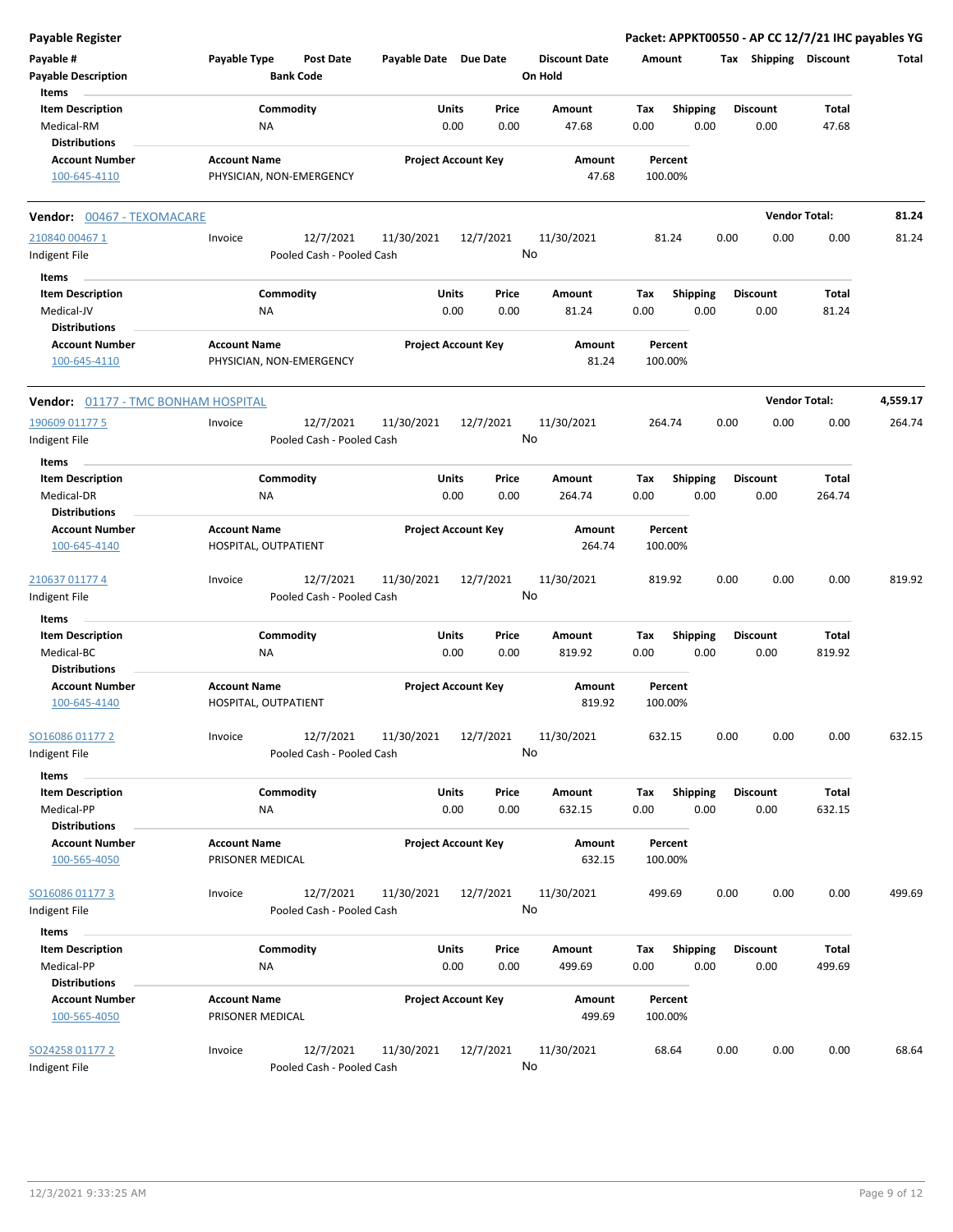# Payable Register

**Packet: APPKT00550 - AP CC 12/7/21 IHC payables YG**

| Payable # | Payable Type | Post Date | Payable Date | Due Date | Discount Date | Amount | Tax | Shipping | Discount | Total |
|---|---|---|---|---|---|---|---|---|---|---|
| Payable Description | | Bank Code | | | On Hold | | | | | |

**Items**

| Item Description | Commodity | Units | Price | Amount | Tax | Shipping | Discount | Total |
|---|---|---|---|---|---|---|---|---|
| Medical-RM | NA | 0.00 | 0.00 | 47.68 | 0.00 | 0.00 | 0.00 | 47.68 |

**Distributions**

| Account Number | Account Name | Project Account Key | Amount | Percent |
|---|---|---|---|---|
| 100-645-4110 | PHYSICIAN, NON-EMERGENCY | | 47.68 | 100.00% |

## Vendor: 00467 - TEXOMACARE

**Vendor Total: 81.24**

| Payable # | Payable Type | Post Date | Payable Date | Due Date | Discount Date | Amount | Tax | Shipping | Discount | Total |
|---|---|---|---|---|---|---|---|---|---|---|
| 210840 00467 1 | Invoice | 12/7/2021 | 11/30/2021 | 12/7/2021 | 11/30/2021 | 81.24 | 0.00 | 0.00 | 0.00 | 81.24 |
| Indigent File | | Pooled Cash - Pooled Cash | | | No | | | | | |

**Items**

| Item Description | Commodity | Units | Price | Amount | Tax | Shipping | Discount | Total |
|---|---|---|---|---|---|---|---|---|
| Medical-JV | NA | 0.00 | 0.00 | 81.24 | 0.00 | 0.00 | 0.00 | 81.24 |

**Distributions**

| Account Number | Account Name | Project Account Key | Amount | Percent |
|---|---|---|---|---|
| 100-645-4110 | PHYSICIAN, NON-EMERGENCY | | 81.24 | 100.00% |

## Vendor: 01177 - TMC BONHAM HOSPITAL

**Vendor Total: 4,559.17**

| Payable # | Payable Type | Post Date | Payable Date | Due Date | Discount Date | Amount | Tax | Shipping | Discount | Total |
|---|---|---|---|---|---|---|---|---|---|---|
| 190609 01177 5 | Invoice | 12/7/2021 | 11/30/2021 | 12/7/2021 | 11/30/2021 | 264.74 | 0.00 | 0.00 | 0.00 | 264.74 |
| Indigent File | | Pooled Cash - Pooled Cash | | | No | | | | | |

**Items**

| Item Description | Commodity | Units | Price | Amount | Tax | Shipping | Discount | Total |
|---|---|---|---|---|---|---|---|---|
| Medical-DR | NA | 0.00 | 0.00 | 264.74 | 0.00 | 0.00 | 0.00 | 264.74 |

**Distributions**

| Account Number | Account Name | Project Account Key | Amount | Percent |
|---|---|---|---|---|
| 100-645-4140 | HOSPITAL, OUTPATIENT | | 264.74 | 100.00% |

| Payable # | Payable Type | Post Date | Payable Date | Due Date | Discount Date | Amount | Tax | Shipping | Discount | Total |
|---|---|---|---|---|---|---|---|---|---|---|
| 210637 01177 4 | Invoice | 12/7/2021 | 11/30/2021 | 12/7/2021 | 11/30/2021 | 819.92 | 0.00 | 0.00 | 0.00 | 819.92 |
| Indigent File | | Pooled Cash - Pooled Cash | | | No | | | | | |

**Items**

| Item Description | Commodity | Units | Price | Amount | Tax | Shipping | Discount | Total |
|---|---|---|---|---|---|---|---|---|
| Medical-BC | NA | 0.00 | 0.00 | 819.92 | 0.00 | 0.00 | 0.00 | 819.92 |

**Distributions**

| Account Number | Account Name | Project Account Key | Amount | Percent |
|---|---|---|---|---|
| 100-645-4140 | HOSPITAL, OUTPATIENT | | 819.92 | 100.00% |

| Payable # | Payable Type | Post Date | Payable Date | Due Date | Discount Date | Amount | Tax | Shipping | Discount | Total |
|---|---|---|---|---|---|---|---|---|---|---|
| SO16086 01177 2 | Invoice | 12/7/2021 | 11/30/2021 | 12/7/2021 | 11/30/2021 | 632.15 | 0.00 | 0.00 | 0.00 | 632.15 |
| Indigent File | | Pooled Cash - Pooled Cash | | | No | | | | | |

**Items**

| Item Description | Commodity | Units | Price | Amount | Tax | Shipping | Discount | Total |
|---|---|---|---|---|---|---|---|---|
| Medical-PP | NA | 0.00 | 0.00 | 632.15 | 0.00 | 0.00 | 0.00 | 632.15 |

**Distributions**

| Account Number | Account Name | Project Account Key | Amount | Percent |
|---|---|---|---|---|
| 100-565-4050 | PRISONER MEDICAL | | 632.15 | 100.00% |

| Payable # | Payable Type | Post Date | Payable Date | Due Date | Discount Date | Amount | Tax | Shipping | Discount | Total |
|---|---|---|---|---|---|---|---|---|---|---|
| SO16086 01177 3 | Invoice | 12/7/2021 | 11/30/2021 | 12/7/2021 | 11/30/2021 | 499.69 | 0.00 | 0.00 | 0.00 | 499.69 |
| Indigent File | | Pooled Cash - Pooled Cash | | | No | | | | | |

**Items**

| Item Description | Commodity | Units | Price | Amount | Tax | Shipping | Discount | Total |
|---|---|---|---|---|---|---|---|---|
| Medical-PP | NA | 0.00 | 0.00 | 499.69 | 0.00 | 0.00 | 0.00 | 499.69 |

**Distributions**

| Account Number | Account Name | Project Account Key | Amount | Percent |
|---|---|---|---|---|
| 100-565-4050 | PRISONER MEDICAL | | 499.69 | 100.00% |

| Payable # | Payable Type | Post Date | Payable Date | Due Date | Discount Date | Amount | Tax | Shipping | Discount | Total |
|---|---|---|---|---|---|---|---|---|---|---|
| SO24258 01177 2 | Invoice | 12/7/2021 | 11/30/2021 | 12/7/2021 | 11/30/2021 | 68.64 | 0.00 | 0.00 | 0.00 | 68.64 |
| Indigent File | | Pooled Cash - Pooled Cash | | | No | | | | | |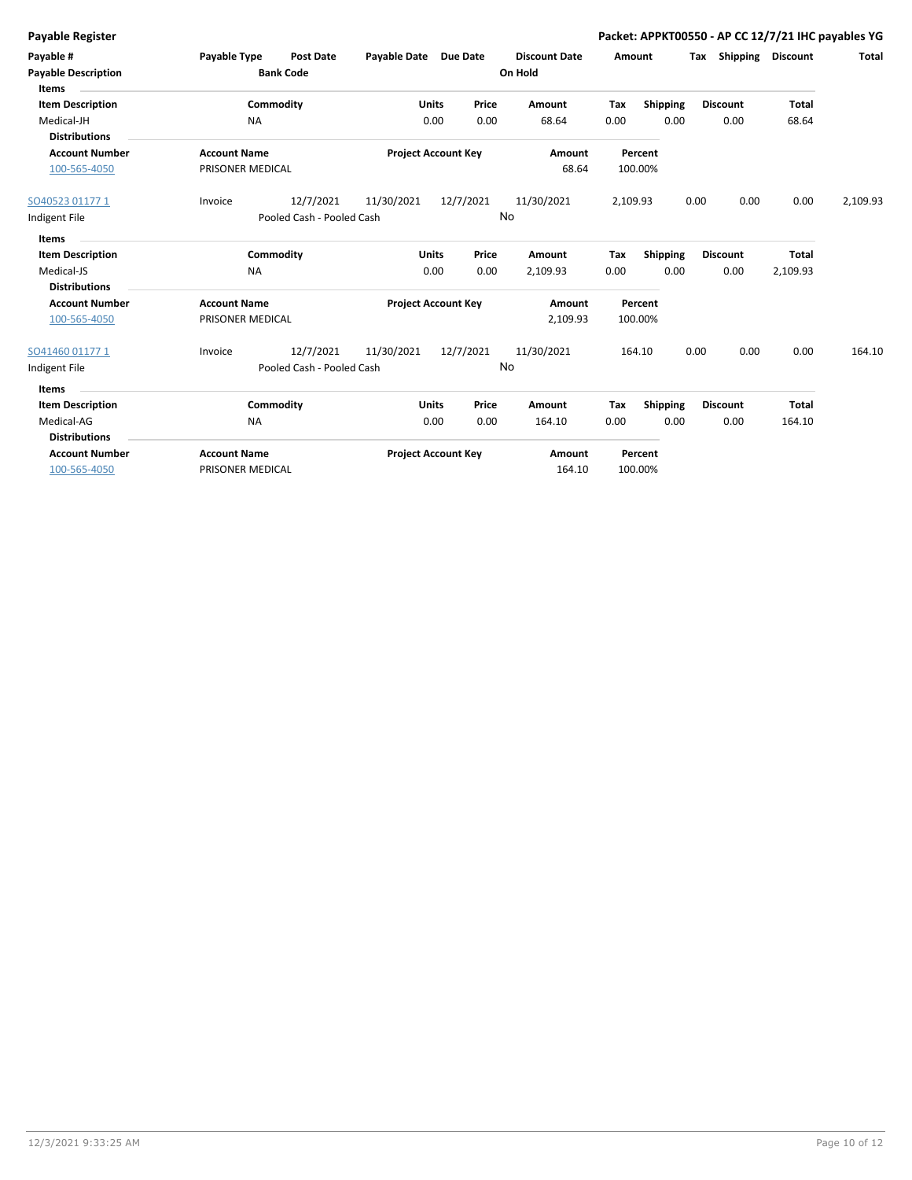| Payable # | Payable Type | Post Date | Payable Date | Due Date | Discount Date | Amount | Tax | Shipping | Discount | Total |
|---|---|---|---|---|---|---|---|---|---|---|
| Payable Description | | Bank Code | | | On Hold | | | | | |

**Items**

| Item Description | Commodity | Units | Price | Amount | Tax | Shipping | Discount | Total |
|---|---|---|---|---|---|---|---|---|
| Medical-JH | NA | 0.00 | 0.00 | 68.64 | 0.00 | 0.00 | 0.00 | 68.64 |

**Distributions**

| Account Number | Account Name | Project Account Key | Amount | Percent |
|---|---|---|---|---|
| 100-565-4050 | PRISONER MEDICAL | | 68.64 | 100.00% |

| Payable # | Payable Type | Post Date | Payable Date | Due Date | Discount Date | Amount | Tax | Shipping | Discount | Total |
|---|---|---|---|---|---|---|---|---|---|---|
| SO40523 01177 1 | Invoice | 12/7/2021 | 11/30/2021 | 12/7/2021 | 11/30/2021 | 2,109.93 | 0.00 | 0.00 | 0.00 | 2,109.93 |
| Indigent File | | Pooled Cash - Pooled Cash | | | No | | | | | |

**Items**

| Item Description | Commodity | Units | Price | Amount | Tax | Shipping | Discount | Total |
|---|---|---|---|---|---|---|---|---|
| Medical-JS | NA | 0.00 | 0.00 | 2,109.93 | 0.00 | 0.00 | 0.00 | 2,109.93 |

**Distributions**

| Account Number | Account Name | Project Account Key | Amount | Percent |
|---|---|---|---|---|
| 100-565-4050 | PRISONER MEDICAL | | 2,109.93 | 100.00% |

| Payable # | Payable Type | Post Date | Payable Date | Due Date | Discount Date | Amount | Tax | Shipping | Discount | Total |
|---|---|---|---|---|---|---|---|---|---|---|
| SO41460 01177 1 | Invoice | 12/7/2021 | 11/30/2021 | 12/7/2021 | 11/30/2021 | 164.10 | 0.00 | 0.00 | 0.00 | 164.10 |
| Indigent File | | Pooled Cash - Pooled Cash | | | No | | | | | |

**Items**

| Item Description | Commodity | Units | Price | Amount | Tax | Shipping | Discount | Total |
|---|---|---|---|---|---|---|---|---|
| Medical-AG | NA | 0.00 | 0.00 | 164.10 | 0.00 | 0.00 | 0.00 | 164.10 |

**Distributions**

| Account Number | Account Name | Project Account Key | Amount | Percent |
|---|---|---|---|---|
| 100-565-4050 | PRISONER MEDICAL | | 164.10 | 100.00% |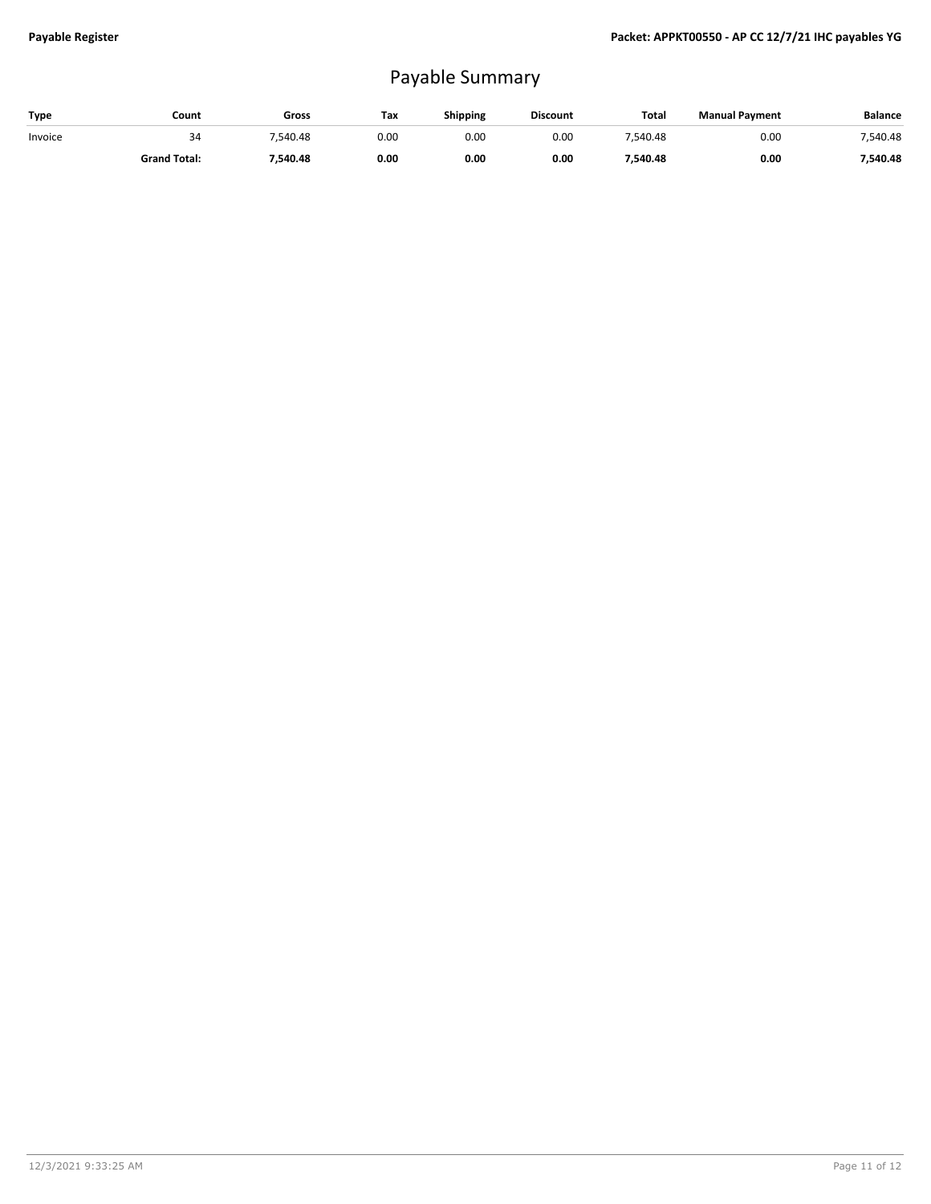# Payable Summary

| Type | Count | Gross | Tax | Shipping | Discount | Total | Manual Payment | Balance |
|---|---|---|---|---|---|---|---|---|
| Invoice | 34 | 7,540.48 | 0.00 | 0.00 | 0.00 | 7,540.48 | 0.00 | 7,540.48 |
| | **Grand Total:** | **7,540.48** | **0.00** | **0.00** | **0.00** | **7,540.48** | **0.00** | **7,540.48** |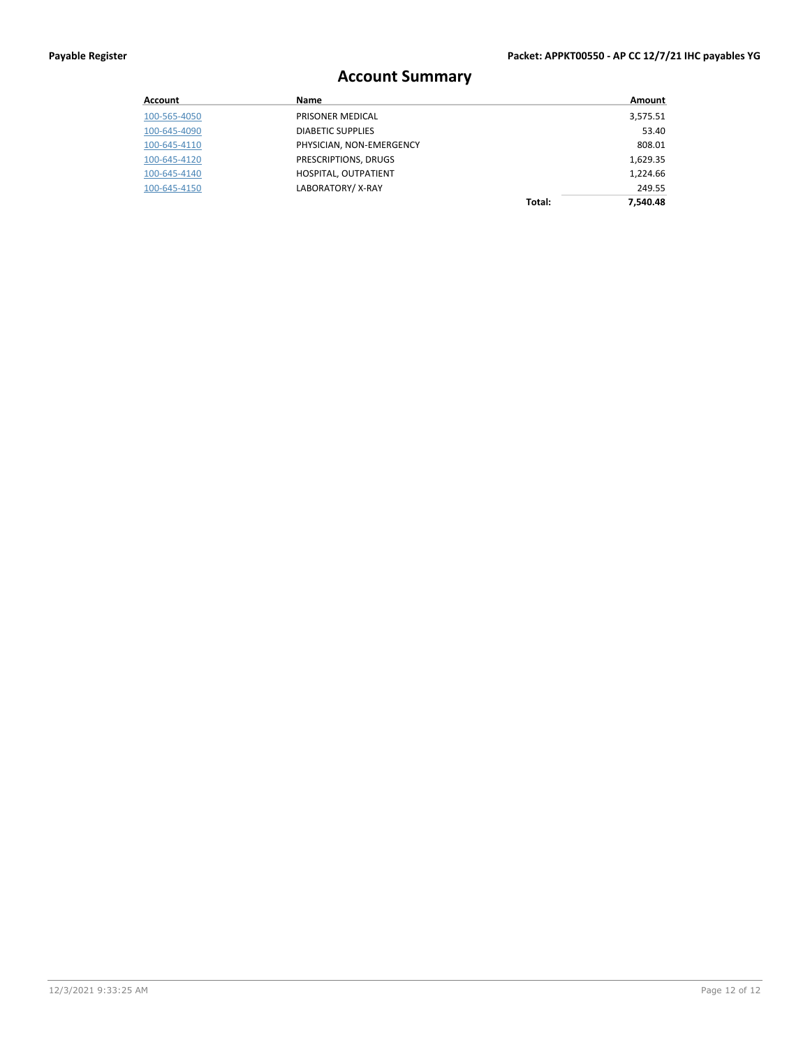# Account Summary

| Account | Name | | Amount |
|---|---|---|---|
| 100-565-4050 | PRISONER MEDICAL | | 3,575.51 |
| 100-645-4090 | DIABETIC SUPPLIES | | 53.40 |
| 100-645-4110 | PHYSICIAN, NON-EMERGENCY | | 808.01 |
| 100-645-4120 | PRESCRIPTIONS, DRUGS | | 1,629.35 |
| 100-645-4140 | HOSPITAL, OUTPATIENT | | 1,224.66 |
| 100-645-4150 | LABORATORY/ X-RAY | | 249.55 |
| | | **Total:** | **7,540.48** |